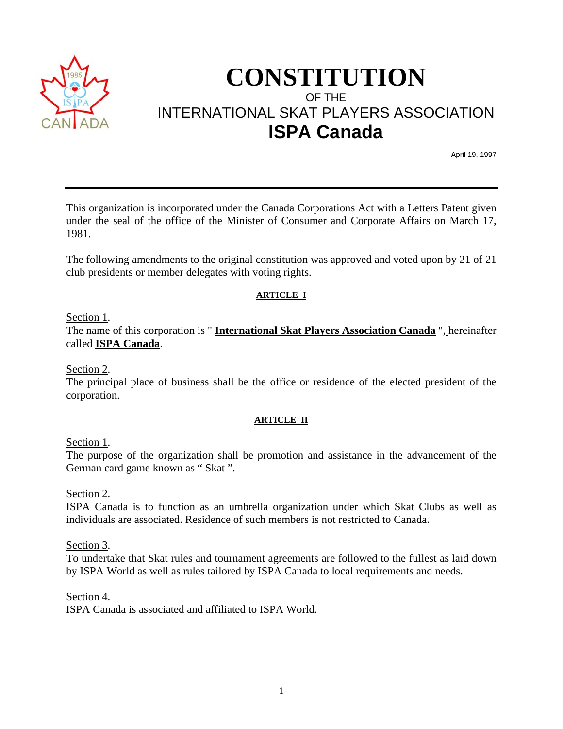# CONSTITUTION

OF THE

INTERNATIONAL SKAT PLAYERS ASSOCIATION

## ISPA Canada

April 19, 1997

---

This organization is incorporated under the Canada Corporations Act with a Letters Patent given under the seal of the office of the Minister of Consumer and Corporate Affairs on March 17, 1981.

The following amendments to the original constitution was approved and voted upon by 21 of 21 club presidents or member delegates with voting rights.

### ARTICLE I

Section 1.
The name of this corporation is " **International Skat Players Association Canada** ", hereinafter called **ISPA Canada**.

Section 2.
The principal place of business shall be the office or residence of the elected president of the corporation.

### ARTICLE II

Section 1.
The purpose of the organization shall be promotion and assistance in the advancement of the German card game known as " Skat ".

Section 2.
ISPA Canada is to function as an umbrella organization under which Skat Clubs as well as individuals are associated. Residence of such members is not restricted to Canada.

Section 3.
To undertake that Skat rules and tournament agreements are followed to the fullest as laid down by ISPA World as well as rules tailored by ISPA Canada to local requirements and needs.

Section 4.
ISPA Canada is associated and affiliated to ISPA World.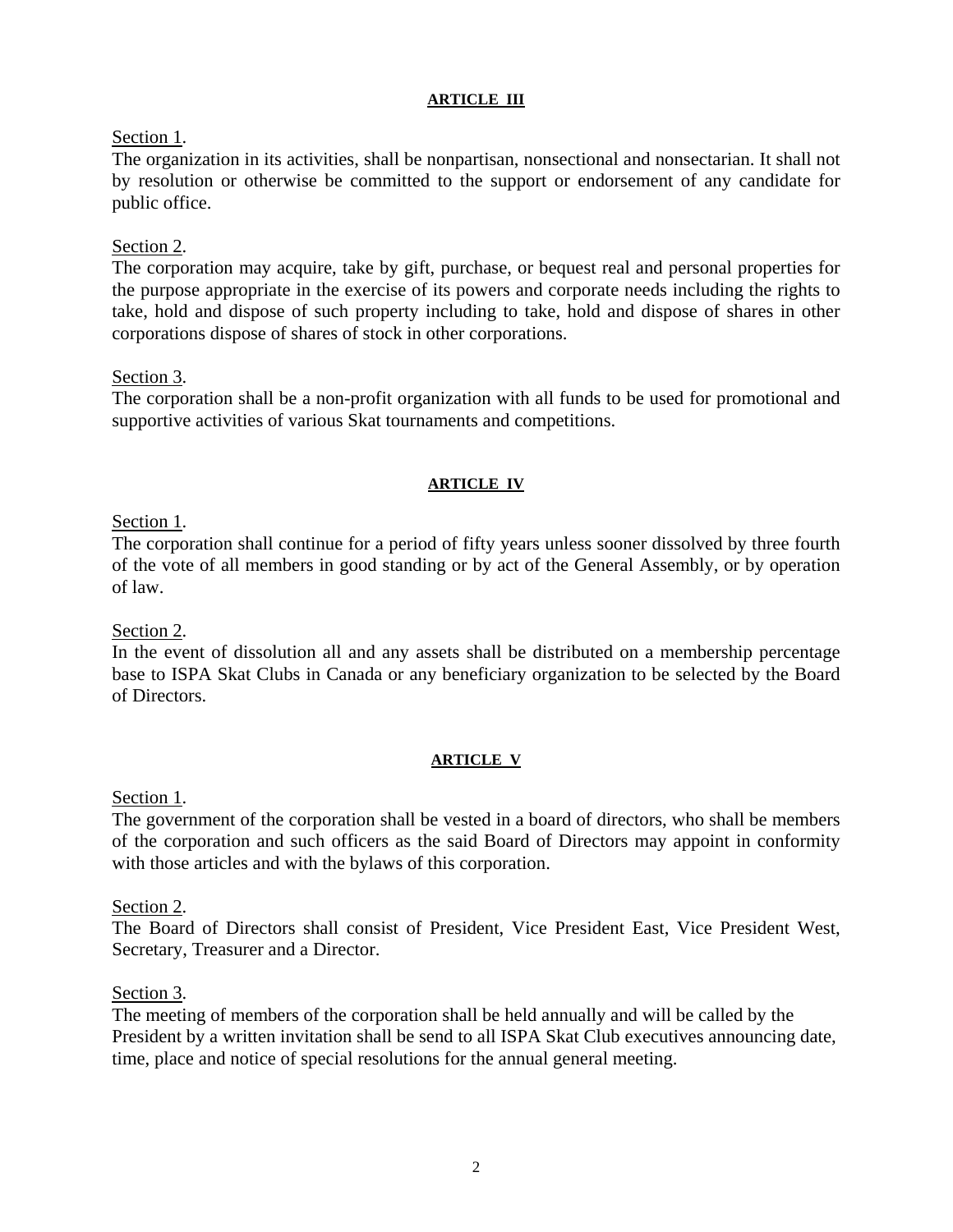**ARTICLE III**

Section 1.
The organization in its activities, shall be nonpartisan, nonsectional and nonsectarian. It shall not by resolution or otherwise be committed to the support or endorsement of any candidate for public office.

Section 2.
The corporation may acquire, take by gift, purchase, or bequest real and personal properties for the purpose appropriate in the exercise of its powers and corporate needs including the rights to take, hold and dispose of such property including to take, hold and dispose of shares in other corporations dispose of shares of stock in other corporations.

Section 3.
The corporation shall be a non-profit organization with all funds to be used for promotional and supportive activities of various Skat tournaments and competitions.

**ARTICLE IV**

Section 1.
The corporation shall continue for a period of fifty years unless sooner dissolved by three fourth of the vote of all members in good standing or by act of the General Assembly, or by operation of law.

Section 2.
In the event of dissolution all and any assets shall be distributed on a membership percentage base to ISPA Skat Clubs in Canada or any beneficiary organization to be selected by the Board of Directors.

**ARTICLE V**

Section 1.
The government of the corporation shall be vested in a board of directors, who shall be members of the corporation and such officers as the said Board of Directors may appoint in conformity with those articles and with the bylaws of this corporation.

Section 2.
The Board of Directors shall consist of President, Vice President East, Vice President West, Secretary, Treasurer and a Director.

Section 3.
The meeting of members of the corporation shall be held annually and will be called by the President by a written invitation shall be send to all ISPA Skat Club executives announcing date, time, place and notice of special resolutions for the annual general meeting.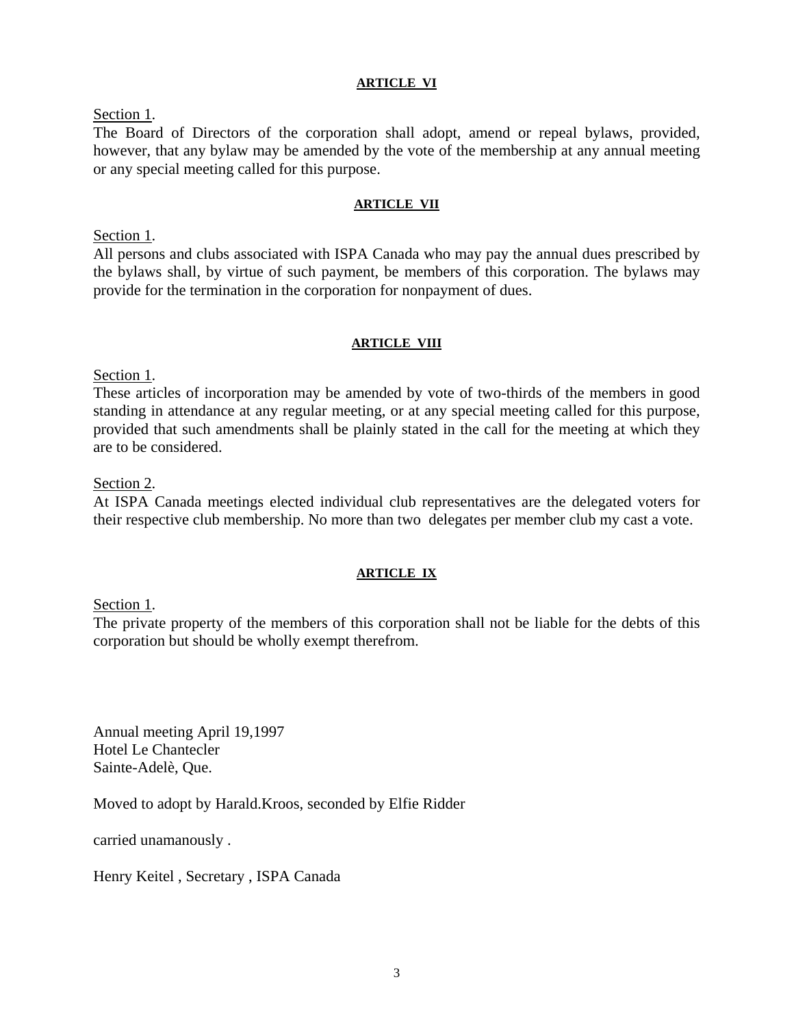**ARTICLE VI**

Section 1.
The Board of Directors of the corporation shall adopt, amend or repeal bylaws, provided, however, that any bylaw may be amended by the vote of the membership at any annual meeting or any special meeting called for this purpose.

**ARTICLE VII**

Section 1.
All persons and clubs associated with ISPA Canada who may pay the annual dues prescribed by the bylaws shall, by virtue of such payment, be members of this corporation. The bylaws may provide for the termination in the corporation for nonpayment of dues.

**ARTICLE VIII**

Section 1.
These articles of incorporation may be amended by vote of two-thirds of the members in good standing in attendance at any regular meeting, or at any special meeting called for this purpose, provided that such amendments shall be plainly stated in the call for the meeting at which they are to be considered.

Section 2.
At ISPA Canada meetings elected individual club representatives are the delegated voters for their respective club membership. No more than two delegates per member club my cast a vote.

**ARTICLE IX**

Section 1.
The private property of the members of this corporation shall not be liable for the debts of this corporation but should be wholly exempt therefrom.

Annual meeting April 19,1997
Hotel Le Chantecler
Sainte-Adelè, Que.

Moved to adopt by Harald.Kroos, seconded by Elfie Ridder

carried unamanously .

Henry Keitel , Secretary , ISPA Canada